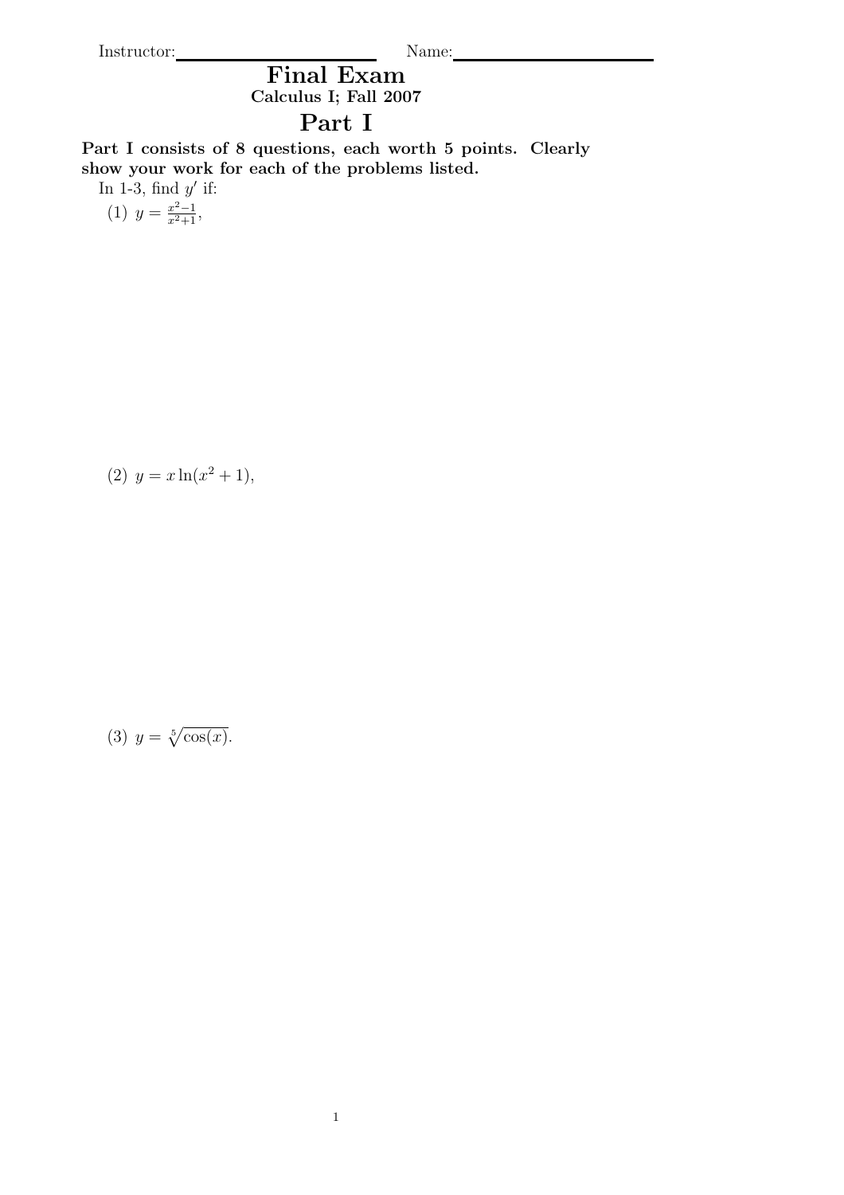Instructor:\_\_\_\_\_\_\_\_\_\_\_\_\_\_\_\_\_\_\_\_ Name:\_\_\_\_\_\_\_\_\_\_\_\_\_\_\_\_\_\_\_\_

# Final Exam

**Calculus I; Fall 2007**

# Part I

**Part I consists of 8 questions, each worth 5 points. Clearly show your work for each of the problems listed.**

In 1-3, find $y'$ if:

(1) $y = \frac{x^2-1}{x^2+1}$,

(2) $y = x\ln(x^2+1)$,

(3) $y = \sqrt[5]{\cos(x)}$.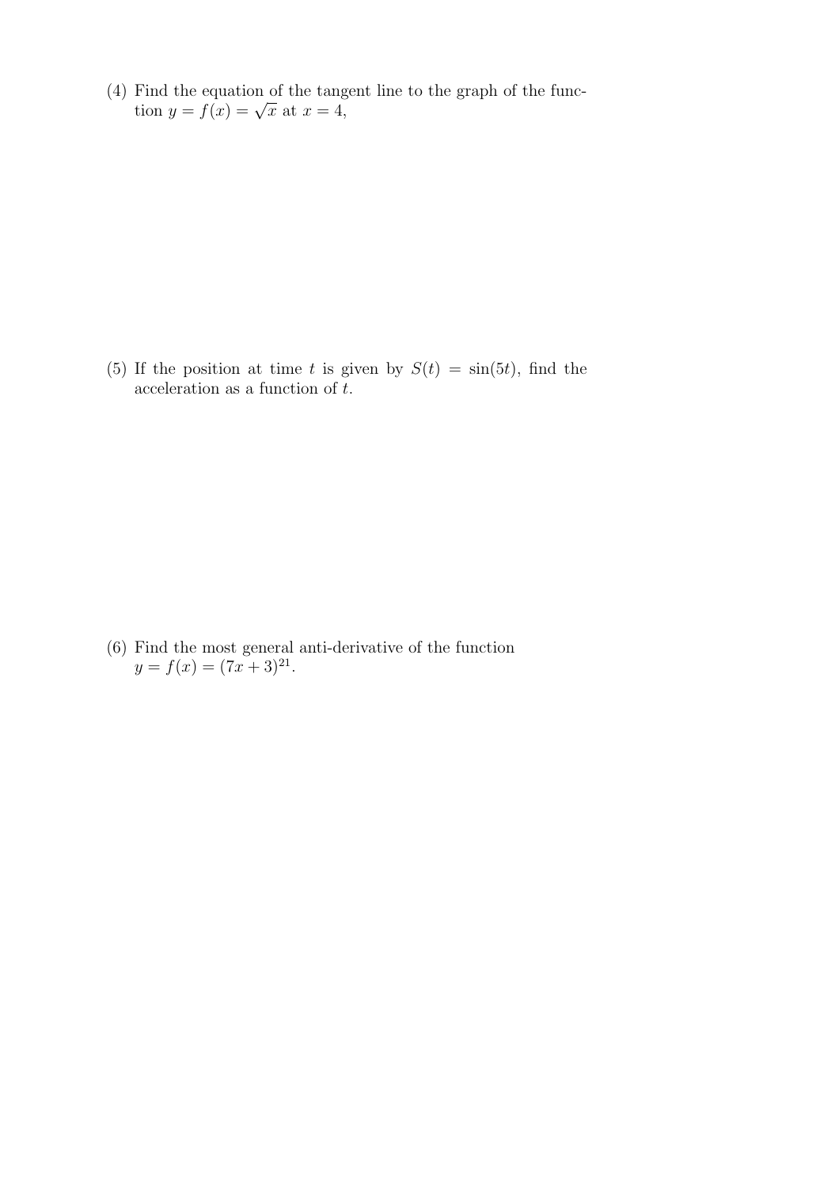(4) Find the equation of the tangent line to the graph of the function $y = f(x) = \sqrt{x}$ at $x = 4$,

(5) If the position at time $t$ is given by $S(t) = \sin(5t)$, find the acceleration as a function of $t$.

(6) Find the most general anti-derivative of the function $y = f(x) = (7x + 3)^{21}$.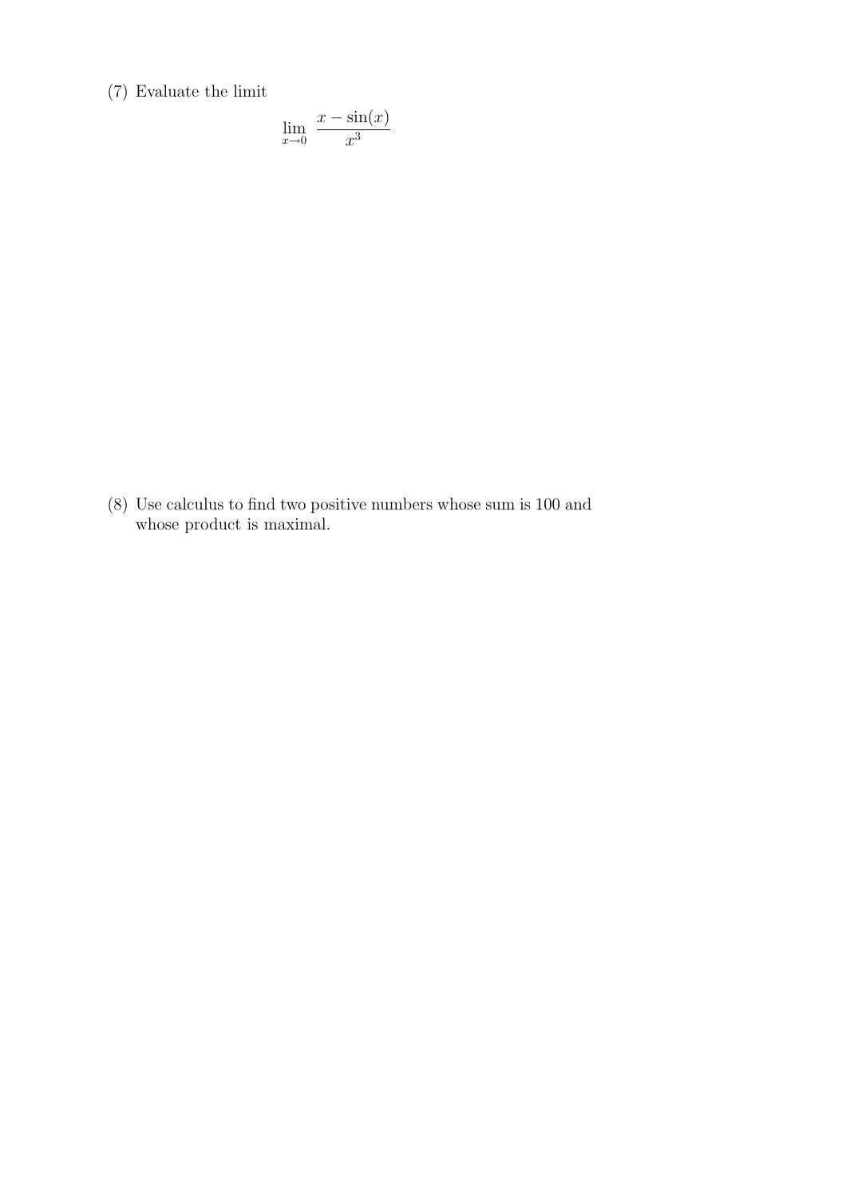(7) Evaluate the limit

$$\lim_{x \to 0} \frac{x - \sin(x)}{x^3}$$

(8) Use calculus to find two positive numbers whose sum is 100 and whose product is maximal.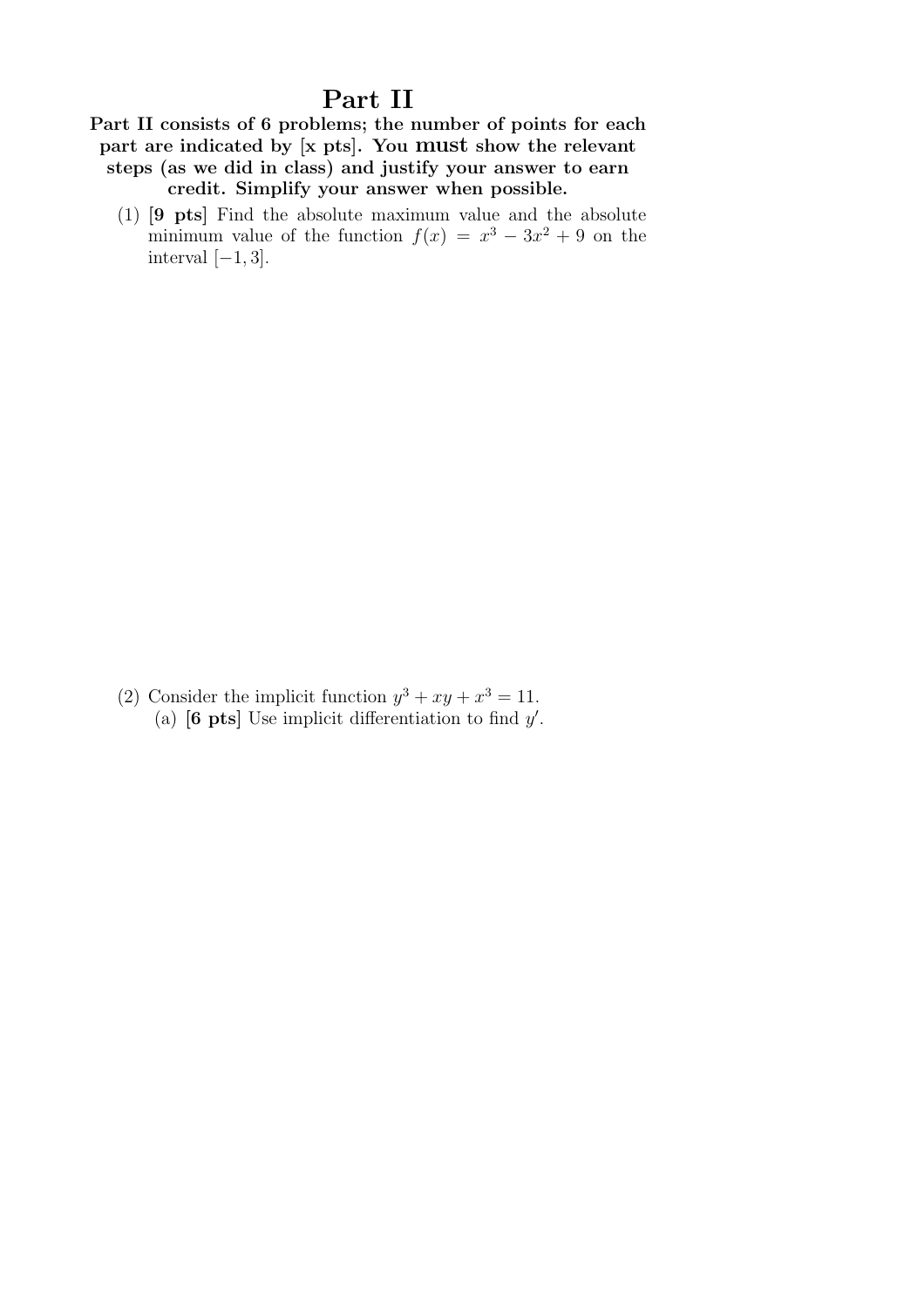# Part II

**Part II consists of 6 problems; the number of points for each part are indicated by [x pts]. You must show the relevant steps (as we did in class) and justify your answer to earn credit. Simplify your answer when possible.**

(1) **[9 pts]** Find the absolute maximum value and the absolute minimum value of the function $f(x) = x^3 - 3x^2 + 9$ on the interval $[-1, 3]$.

(2) Consider the implicit function $y^3 + xy + x^3 = 11$.

(a) **[6 pts]** Use implicit differentiation to find $y'$.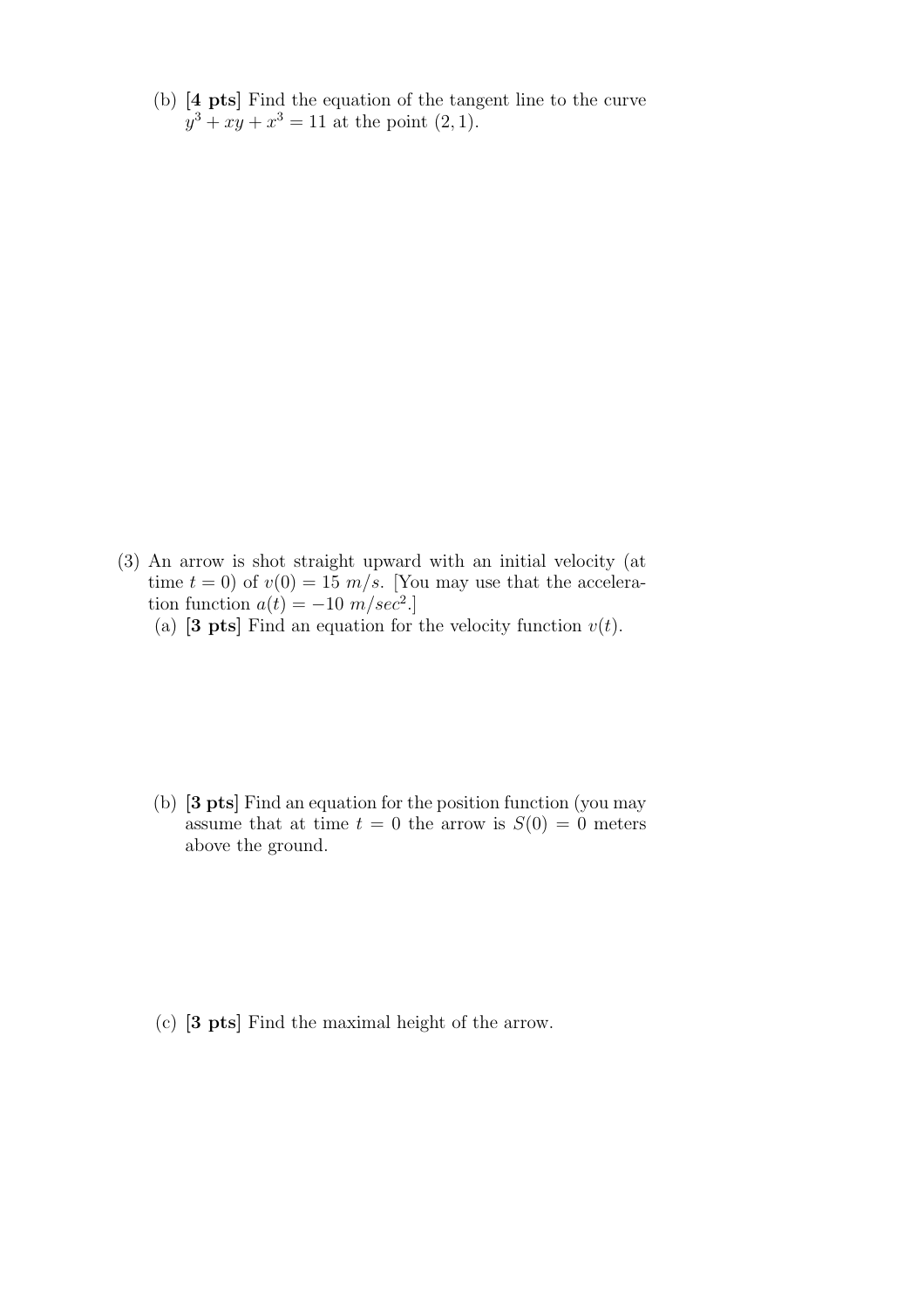(b) **[4 pts]** Find the equation of the tangent line to the curve $y^3 + xy + x^3 = 11$ at the point $(2, 1)$.

(3) An arrow is shot straight upward with an initial velocity (at time $t = 0$) of $v(0) = 15\ m/s$. [You may use that the acceleration function $a(t) = -10\ m/sec^2$.]

(a) **[3 pts]** Find an equation for the velocity function $v(t)$.

(b) **[3 pts]** Find an equation for the position function (you may assume that at time $t = 0$ the arrow is $S(0) = 0$ meters above the ground.

(c) **[3 pts]** Find the maximal height of the arrow.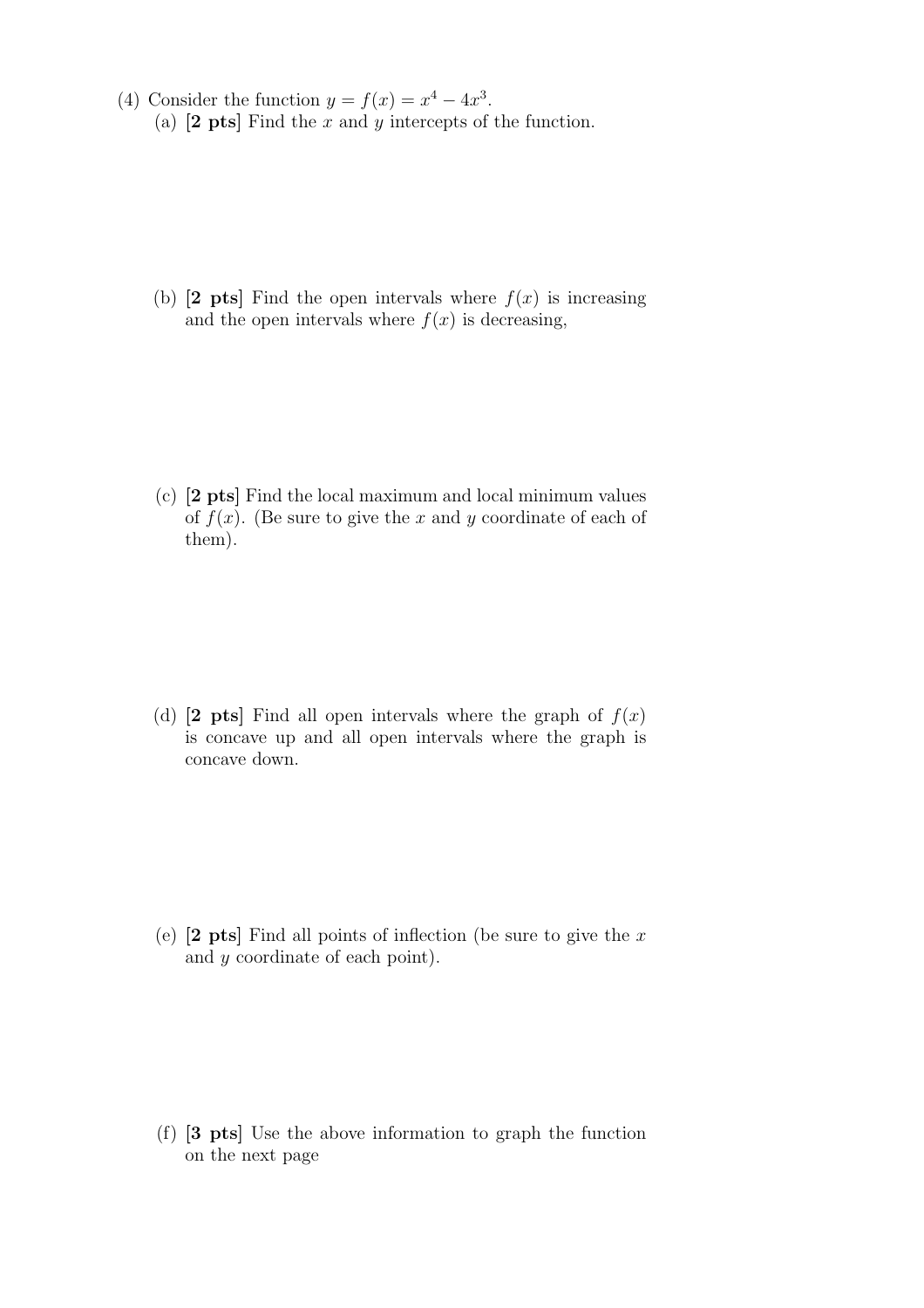(4) Consider the function $y = f(x) = x^4 - 4x^3$.

(a) **[2 pts]** Find the $x$ and $y$ intercepts of the function.

(b) **[2 pts]** Find the open intervals where $f(x)$ is increasing and the open intervals where $f(x)$ is decreasing,

(c) **[2 pts]** Find the local maximum and local minimum values of $f(x)$. (Be sure to give the $x$ and $y$ coordinate of each of them).

(d) **[2 pts]** Find all open intervals where the graph of $f(x)$ is concave up and all open intervals where the graph is concave down.

(e) **[2 pts]** Find all points of inflection (be sure to give the $x$ and $y$ coordinate of each point).

(f) **[3 pts]** Use the above information to graph the function on the next page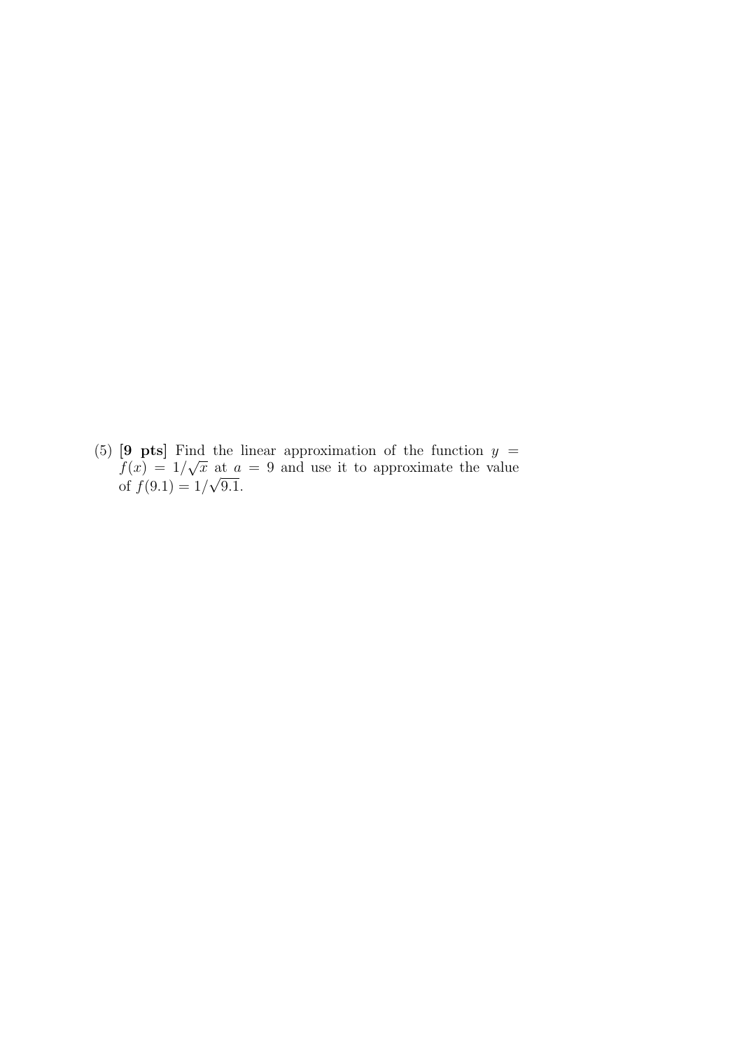(5) **[9 pts]** Find the linear approximation of the function $y = f(x) = 1/\sqrt{x}$ at $a = 9$ and use it to approximate the value of $f(9.1) = 1/\sqrt{9.1}$.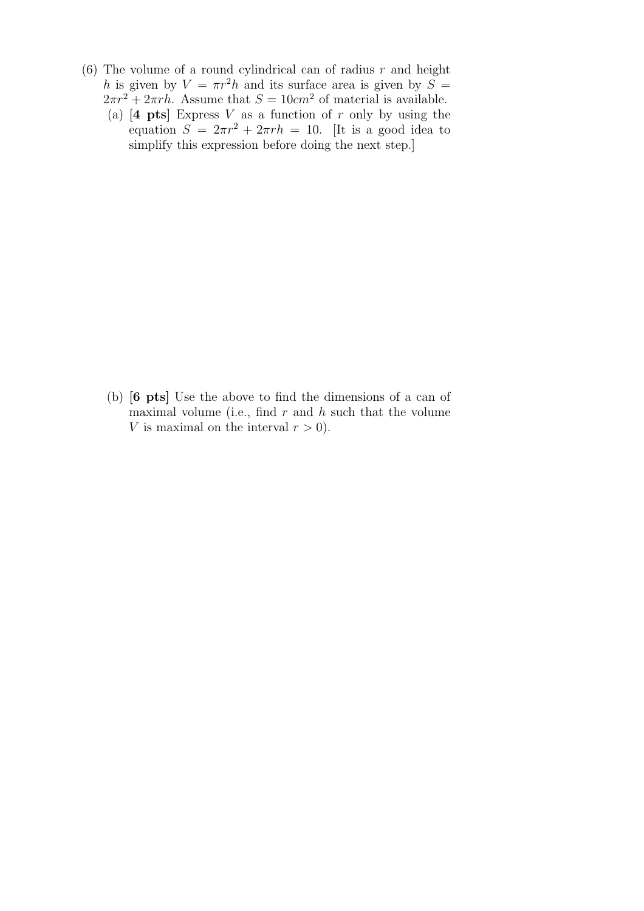(6) The volume of a round cylindrical can of radius $r$ and height $h$ is given by $V = \pi r^2 h$ and its surface area is given by $S = 2\pi r^2 + 2\pi rh$. Assume that $S = 10cm^2$ of material is available.

(a) **[4 pts]** Express $V$ as a function of $r$ only by using the equation $S = 2\pi r^2 + 2\pi rh = 10$. [It is a good idea to simplify this expression before doing the next step.]

(b) **[6 pts]** Use the above to find the dimensions of a can of maximal volume (i.e., find $r$ and $h$ such that the volume $V$ is maximal on the interval $r > 0$).